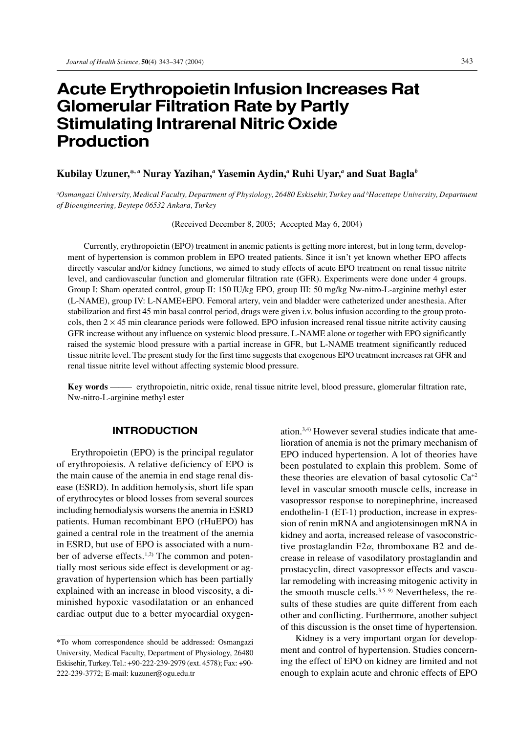# Acute Erythropoietin Infusion Increases Rat Glomerular Filtration Rate by Partly Stimulating Intrarenal Nitric Oxide Production

**Kubilay Uzuner,[*, a] Nuray Yazihan,[a] Yasemin Aydin,[a] Ruhi Uyar,[a] and Suat Bagla[b]**

*[a]Osmangazi University, Medical Faculty, Department of Physiology, 26480 Eskisehir, Turkey and [b]Hacettepe University, Department of Bioengineering, Beytepe 06532 Ankara, Turkey*

(Received December 8, 2003; Accepted May 6, 2004)

Currently, erythropoietin (EPO) treatment in anemic patients is getting more interest, but in long term, development of hypertension is common problem in EPO treated patients. Since it isn't yet known whether EPO affects directly vascular and/or kidney functions, we aimed to study effects of acute EPO treatment on renal tissue nitrite level, and cardiovascular function and glomerular filtration rate (GFR). Experiments were done under 4 groups. Group I: Sham operated control, group II: 150 IU/kg EPO, group III: 50 mg/kg Nw-nitro-L-arginine methyl ester (L-NAME), group IV: L-NAME+EPO. Femoral artery, vein and bladder were catheterized under anesthesia. After stabilization and first 45 min basal control period, drugs were given i.v. bolus infusion according to the group protocols, then $2 \times 45$ min clearance periods were followed. EPO infusion increased renal tissue nitrite activity causing GFR increase without any influence on systemic blood pressure. L-NAME alone or together with EPO significantly raised the systemic blood pressure with a partial increase in GFR, but L-NAME treatment significantly reduced tissue nitrite level. The present study for the first time suggests that exogenous EPO treatment increases rat GFR and renal tissue nitrite level without affecting systemic blood pressure.

**Key words** —— erythropoietin, nitric oxide, renal tissue nitrite level, blood pressure, glomerular filtration rate, Nw-nitro-L-arginine methyl ester

## INTRODUCTION

Erythropoietin (EPO) is the principal regulator of erythropoiesis. A relative deficiency of EPO is the main cause of the anemia in end stage renal disease (ESRD). In addition hemolysis, short life span of erythrocytes or blood losses from several sources including hemodialysis worsens the anemia in ESRD patients. Human recombinant EPO (rHuEPO) has gained a central role in the treatment of the anemia in ESRD, but use of EPO is associated with a number of adverse effects.[1,2] The common and potentially most serious side effect is development or aggravation of hypertension which has been partially explained with an increase in blood viscosity, a diminished hypoxic vasodilatation or an enhanced cardiac output due to a better myocardial oxygenation.[3,4] However several studies indicate that amelioration of anemia is not the primary mechanism of EPO induced hypertension. A lot of theories have been postulated to explain this problem. Some of these theories are elevation of basal cytosolic $Ca^{+2}$ level in vascular smooth muscle cells, increase in vasopressor response to norepinephrine, increased endothelin-1 (ET-1) production, increase in expression of renin mRNA and angiotensinogen mRNA in kidney and aorta, increased release of vasoconstrictive prostaglandin F2$\alpha$, thromboxane B2 and decrease in release of vasodilatory prostaglandin and prostacyclin, direct vasopressor effects and vascular remodeling with increasing mitogenic activity in the smooth muscle cells.[3,5–9] Nevertheless, the results of these studies are quite different from each other and conflicting. Furthermore, another subject of this discussion is the onset time of hypertension.

Kidney is a very important organ for development and control of hypertension. Studies concerning the effect of EPO on kidney are limited and not enough to explain acute and chronic effects of EPO

---

*To whom correspondence should be addressed: Osmangazi University, Medical Faculty, Department of Physiology, 26480 Eskisehir, Turkey. Tel.: +90-222-239-2979 (ext. 4578); Fax: +90-222-239-3772; E-mail: kuzuner@ogu.edu.tr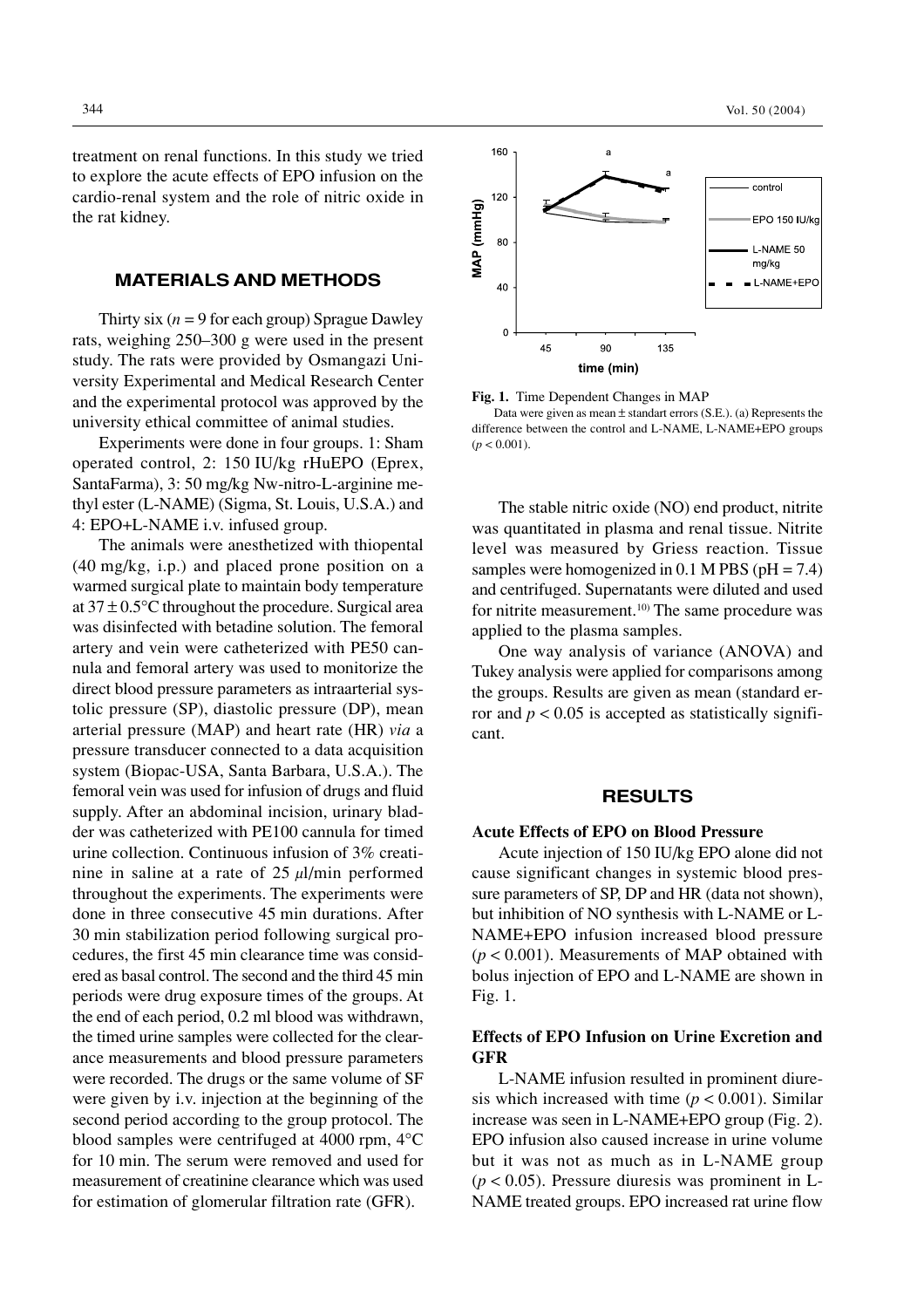treatment on renal functions. In this study we tried to explore the acute effects of EPO infusion on the cardio-renal system and the role of nitric oxide in the rat kidney.

## MATERIALS AND METHODS

Thirty six ($n = 9$ for each group) Sprague Dawley rats, weighing 250–300 g were used in the present study. The rats were provided by Osmangazi University Experimental and Medical Research Center and the experimental protocol was approved by the university ethical committee of animal studies.

Experiments were done in four groups. 1: Sham operated control, 2: 150 IU/kg rHuEPO (Eprex, SantaFarma), 3: 50 mg/kg Nw-nitro-L-arginine methyl ester (L-NAME) (Sigma, St. Louis, U.S.A.) and 4: EPO+L-NAME i.v. infused group.

The animals were anesthetized with thiopental (40 mg/kg, i.p.) and placed prone position on a warmed surgical plate to maintain body temperature at $37 \pm 0.5$°C throughout the procedure. Surgical area was disinfected with betadine solution. The femoral artery and vein were catheterized with PE50 cannula and femoral artery was used to monitorize the direct blood pressure parameters as intraarterial systolic pressure (SP), diastolic pressure (DP), mean arterial pressure (MAP) and heart rate (HR) *via* a pressure transducer connected to a data acquisition system (Biopac-USA, Santa Barbara, U.S.A.). The femoral vein was used for infusion of drugs and fluid supply. After an abdominal incision, urinary bladder was catheterized with PE100 cannula for timed urine collection. Continuous infusion of 3% creatinine in saline at a rate of 25 $\mu$l/min performed throughout the experiments. The experiments were done in three consecutive 45 min durations. After 30 min stabilization period following surgical procedures, the first 45 min clearance time was considered as basal control. The second and the third 45 min periods were drug exposure times of the groups. At the end of each period, 0.2 ml blood was withdrawn, the timed urine samples were collected for the clearance measurements and blood pressure parameters were recorded. The drugs or the same volume of SF were given by i.v. injection at the beginning of the second period according to the group protocol. The blood samples were centrifuged at 4000 rpm, 4°C for 10 min. The serum were removed and used for measurement of creatinine clearance which was used for estimation of glomerular filtration rate (GFR).

**Fig. 1.** Time Dependent Changes in MAP

Data were given as mean ± standart errors (S.E.). (a) Represents the difference between the control and L-NAME, L-NAME+EPO groups ($p < 0.001$).

The stable nitric oxide (NO) end product, nitrite was quantitated in plasma and renal tissue. Nitrite level was measured by Griess reaction. Tissue samples were homogenized in 0.1 M PBS (pH = 7.4) and centrifuged. Supernatants were diluted and used for nitrite measurement.[10] The same procedure was applied to the plasma samples.

One way analysis of variance (ANOVA) and Tukey analysis were applied for comparisons among the groups. Results are given as mean (standard error and $p < 0.05$ is accepted as statistically significant.

## RESULTS

### Acute Effects of EPO on Blood Pressure

Acute injection of 150 IU/kg EPO alone did not cause significant changes in systemic blood pressure parameters of SP, DP and HR (data not shown), but inhibition of NO synthesis with L-NAME or L-NAME+EPO infusion increased blood pressure ($p < 0.001$). Measurements of MAP obtained with bolus injection of EPO and L-NAME are shown in Fig. 1.

### Effects of EPO Infusion on Urine Excretion and GFR

L-NAME infusion resulted in prominent diuresis which increased with time ($p < 0.001$). Similar increase was seen in L-NAME+EPO group (Fig. 2). EPO infusion also caused increase in urine volume but it was not as much as in L-NAME group ($p < 0.05$). Pressure diuresis was prominent in L-NAME treated groups. EPO increased rat urine flow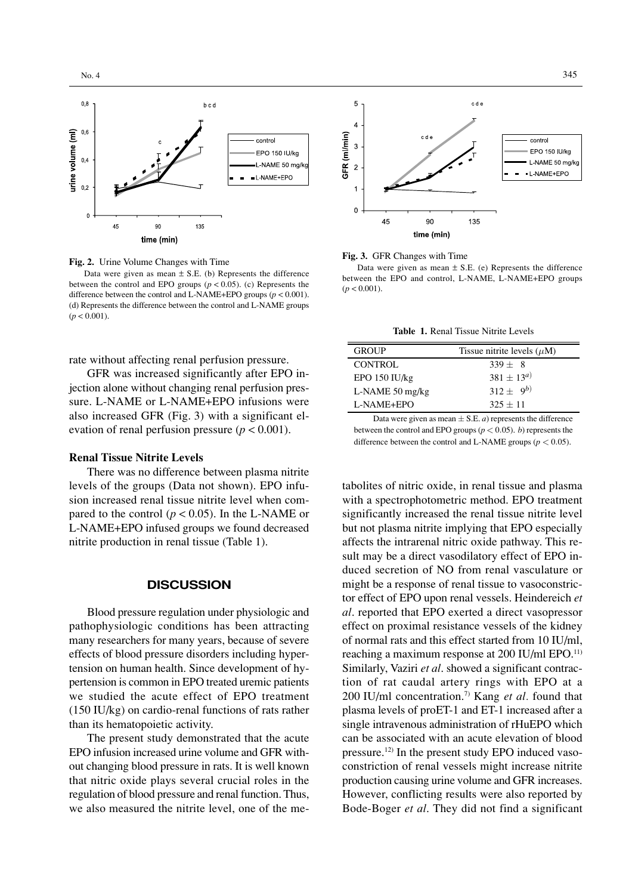**Fig. 2.** Urine Volume Changes with Time

Data were given as mean ± S.E. (b) Represents the difference between the control and EPO groups ($p < 0.05$). (c) Represents the difference between the control and L-NAME+EPO groups ($p < 0.001$). (d) Represents the difference between the control and L-NAME groups ($p < 0.001$).

**Fig. 3.** GFR Changes with Time

Data were given as mean ± S.E. (e) Represents the difference between the EPO and control, L-NAME, L-NAME+EPO groups ($p < 0.001$).

rate without affecting renal perfusion pressure.

GFR was increased significantly after EPO injection alone without changing renal perfusion pressure. L-NAME or L-NAME+EPO infusions were also increased GFR (Fig. 3) with a significant elevation of renal perfusion pressure ($p < 0.001$).

### Renal Tissue Nitrite Levels

There was no difference between plasma nitrite levels of the groups (Data not shown). EPO infusion increased renal tissue nitrite level when compared to the control ($p < 0.05$). In the L-NAME or L-NAME+EPO infused groups we found decreased nitrite production in renal tissue (Table 1).

**Table 1.** Renal Tissue Nitrite Levels

| GROUP | Tissue nitrite levels ($\mu$M) |
|---|---|
| CONTROL | $339 \pm 8$ |
| EPO 150 IU/kg | $381 \pm 13^{a)}$ |
| L-NAME 50 mg/kg | $312 \pm 9^{b)}$ |
| L-NAME+EPO | $325 \pm 11$ |

Data were given as mean ± S.E. *a*) represents the difference between the control and EPO groups ($p < 0.05$). *b*) represents the difference between the control and L-NAME groups ($p < 0.05$).

## DISCUSSION

Blood pressure regulation under physiologic and pathophysiologic conditions has been attracting many researchers for many years, because of severe effects of blood pressure disorders including hypertension on human health. Since development of hypertension is common in EPO treated uremic patients we studied the acute effect of EPO treatment (150 IU/kg) on cardio-renal functions of rats rather than its hematopoietic activity.

The present study demonstrated that the acute EPO infusion increased urine volume and GFR without changing blood pressure in rats. It is well known that nitric oxide plays several crucial roles in the regulation of blood pressure and renal function. Thus, we also measured the nitrite level, one of the metabolites of nitric oxide, in renal tissue and plasma with a spectrophotometric method. EPO treatment significantly increased the renal tissue nitrite level but not plasma nitrite implying that EPO especially affects the intrarenal nitric oxide pathway. This result may be a direct vasodilatory effect of EPO induced secretion of NO from renal vasculature or might be a response of renal tissue to vasoconstrictor effect of EPO upon renal vessels. Heindereich *et al*. reported that EPO exerted a direct vasopressor effect on proximal resistance vessels of the kidney of normal rats and this effect started from 10 IU/ml, reaching a maximum response at 200 IU/ml EPO.[11] Similarly, Vaziri *et al*. showed a significant contraction of rat caudal artery rings with EPO at a 200 IU/ml concentration.[7] Kang *et al*. found that plasma levels of proET-1 and ET-1 increased after a single intravenous administration of rHuEPO which can be associated with an acute elevation of blood pressure.[12] In the present study EPO induced vasoconstriction of renal vessels might increase nitrite production causing urine volume and GFR increases. However, conflicting results were also reported by Bode-Boger *et al*. They did not find a significant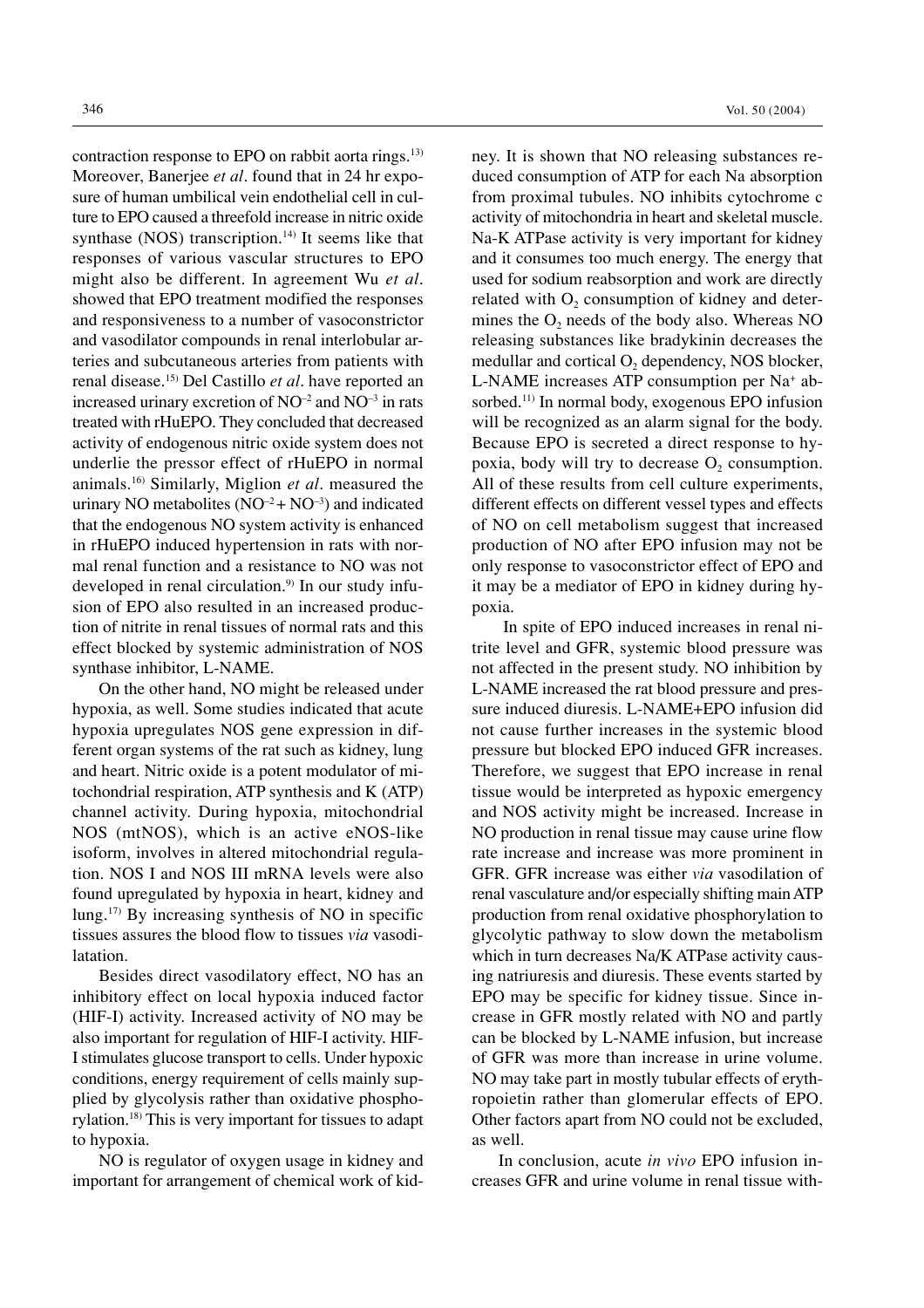contraction response to EPO on rabbit aorta rings.[13] Moreover, Banerjee *et al*. found that in 24 hr exposure of human umbilical vein endothelial cell in culture to EPO caused a threefold increase in nitric oxide synthase (NOS) transcription.[14] It seems like that responses of various vascular structures to EPO might also be different. In agreement Wu *et al*. showed that EPO treatment modified the responses and responsiveness to a number of vasoconstrictor and vasodilator compounds in renal interlobular arteries and subcutaneous arteries from patients with renal disease.[15] Del Castillo *et al*. have reported an increased urinary excretion of $NO^{-2}$ and $NO^{-3}$ in rats treated with rHuEPO. They concluded that decreased activity of endogenous nitric oxide system does not underlie the pressor effect of rHuEPO in normal animals.[16] Similarly, Miglion *et al*. measured the urinary NO metabolites ($NO^{-2} + NO^{-3}$) and indicated that the endogenous NO system activity is enhanced in rHuEPO induced hypertension in rats with normal renal function and a resistance to NO was not developed in renal circulation.[9] In our study infusion of EPO also resulted in an increased production of nitrite in renal tissues of normal rats and this effect blocked by systemic administration of NOS synthase inhibitor, L-NAME.

On the other hand, NO might be released under hypoxia, as well. Some studies indicated that acute hypoxia upregulates NOS gene expression in different organ systems of the rat such as kidney, lung and heart. Nitric oxide is a potent modulator of mitochondrial respiration, ATP synthesis and K (ATP) channel activity. During hypoxia, mitochondrial NOS (mtNOS), which is an active eNOS-like isoform, involves in altered mitochondrial regulation. NOS I and NOS III mRNA levels were also found upregulated by hypoxia in heart, kidney and lung.[17] By increasing synthesis of NO in specific tissues assures the blood flow to tissues *via* vasodilatation.

Besides direct vasodilatory effect, NO has an inhibitory effect on local hypoxia induced factor (HIF-I) activity. Increased activity of NO may be also important for regulation of HIF-I activity. HIF-I stimulates glucose transport to cells. Under hypoxic conditions, energy requirement of cells mainly supplied by glycolysis rather than oxidative phosphorylation.[18] This is very important for tissues to adapt to hypoxia.

NO is regulator of oxygen usage in kidney and important for arrangement of chemical work of kidney. It is shown that NO releasing substances reduced consumption of ATP for each Na absorption from proximal tubules. NO inhibits cytochrome c activity of mitochondria in heart and skeletal muscle. Na-K ATPase activity is very important for kidney and it consumes too much energy. The energy that used for sodium reabsorption and work are directly related with $O_2$ consumption of kidney and determines the $O_2$ needs of the body also. Whereas NO releasing substances like bradykinin decreases the medullar and cortical $O_2$ dependency, NOS blocker, L-NAME increases ATP consumption per $Na^+$ absorbed.[11] In normal body, exogenous EPO infusion will be recognized as an alarm signal for the body. Because EPO is secreted a direct response to hypoxia, body will try to decrease $O_2$ consumption. All of these results from cell culture experiments, different effects on different vessel types and effects of NO on cell metabolism suggest that increased production of NO after EPO infusion may not be only response to vasoconstrictor effect of EPO and it may be a mediator of EPO in kidney during hypoxia.

In spite of EPO induced increases in renal nitrite level and GFR, systemic blood pressure was not affected in the present study. NO inhibition by L-NAME increased the rat blood pressure and pressure induced diuresis. L-NAME+EPO infusion did not cause further increases in the systemic blood pressure but blocked EPO induced GFR increases. Therefore, we suggest that EPO increase in renal tissue would be interpreted as hypoxic emergency and NOS activity might be increased. Increase in NO production in renal tissue may cause urine flow rate increase and increase was more prominent in GFR. GFR increase was either *via* vasodilation of renal vasculature and/or especially shifting main ATP production from renal oxidative phosphorylation to glycolytic pathway to slow down the metabolism which in turn decreases Na/K ATPase activity causing natriuresis and diuresis. These events started by EPO may be specific for kidney tissue. Since increase in GFR mostly related with NO and partly can be blocked by L-NAME infusion, but increase of GFR was more than increase in urine volume. NO may take part in mostly tubular effects of erythropoietin rather than glomerular effects of EPO. Other factors apart from NO could not be excluded, as well.

In conclusion, acute *in vivo* EPO infusion increases GFR and urine volume in renal tissue with-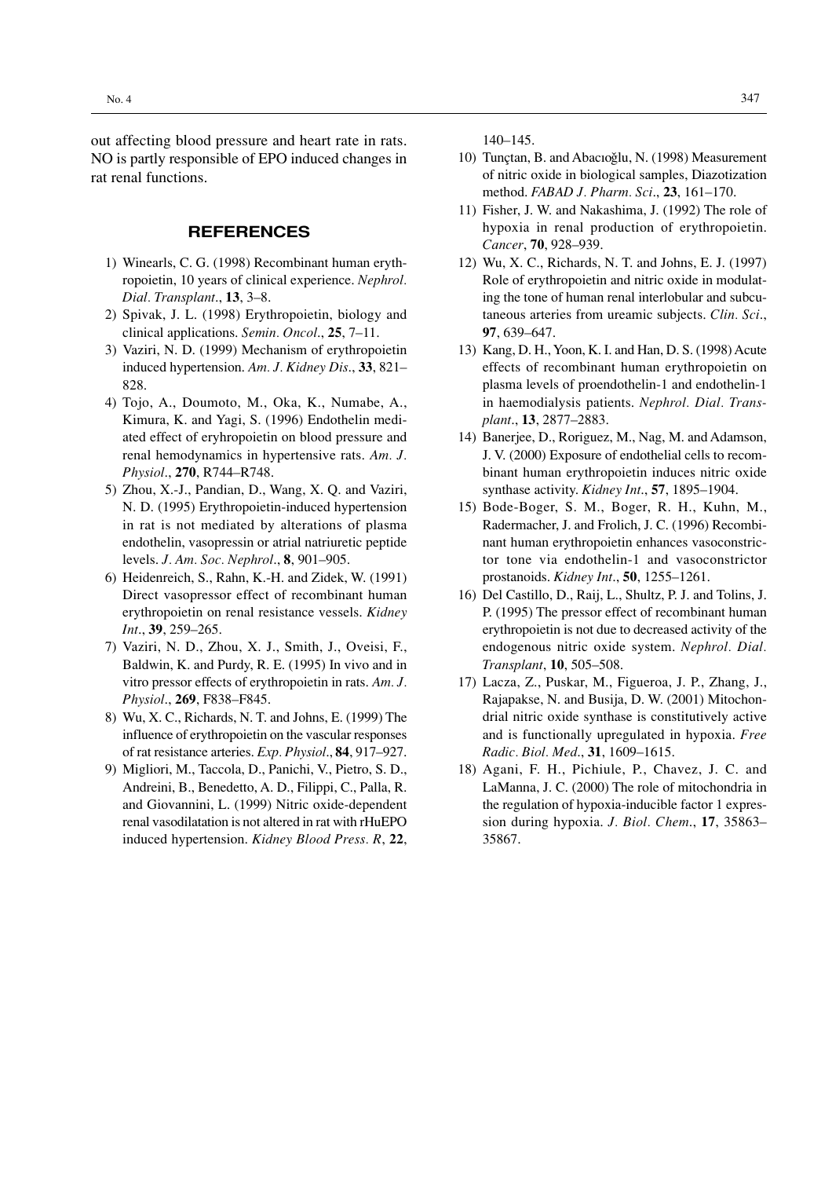out affecting blood pressure and heart rate in rats. NO is partly responsible of EPO induced changes in rat renal functions.

## REFERENCES

1) Winearls, C. G. (1998) Recombinant human erythropoietin, 10 years of clinical experience. *Nephrol. Dial. Transplant*., **13**, 3–8.
2) Spivak, J. L. (1998) Erythropoietin, biology and clinical applications. *Semin. Oncol*., **25**, 7–11.
3) Vaziri, N. D. (1999) Mechanism of erythropoietin induced hypertension. *Am. J. Kidney Dis*., **33**, 821–828.
4) Tojo, A., Doumoto, M., Oka, K., Numabe, A., Kimura, K. and Yagi, S. (1996) Endothelin mediated effect of eryhropoietin on blood pressure and renal hemodynamics in hypertensive rats. *Am. J. Physiol*., **270**, R744–R748.
5) Zhou, X.-J., Pandian, D., Wang, X. Q. and Vaziri, N. D. (1995) Erythropoietin-induced hypertension in rat is not mediated by alterations of plasma endothelin, vasopressin or atrial natriuretic peptide levels. *J. Am. Soc. Nephrol*., **8**, 901–905.
6) Heidenreich, S., Rahn, K.-H. and Zidek, W. (1991) Direct vasopressor effect of recombinant human erythropoietin on renal resistance vessels. *Kidney Int*., **39**, 259–265.
7) Vaziri, N. D., Zhou, X. J., Smith, J., Oveisi, F., Baldwin, K. and Purdy, R. E. (1995) In vivo and in vitro pressor effects of erythropoietin in rats. *Am. J. Physiol*., **269**, F838–F845.
8) Wu, X. C., Richards, N. T. and Johns, E. (1999) The influence of erythropoietin on the vascular responses of rat resistance arteries. *Exp. Physiol*., **84**, 917–927.
9) Migliori, M., Taccola, D., Panichi, V., Pietro, S. D., Andreini, B., Benedetto, A. D., Filippi, C., Palla, R. and Giovannini, L. (1999) Nitric oxide-dependent renal vasodilatation is not altered in rat with rHuEPO induced hypertension. *Kidney Blood Press. R*, **22**, 140–145.
10) Tunçtan, B. and Abacıoğlu, N. (1998) Measurement of nitric oxide in biological samples, Diazotization method. *FABAD J. Pharm. Sci*., **23**, 161–170.
11) Fisher, J. W. and Nakashima, J. (1992) The role of hypoxia in renal production of erythropoietin. *Cancer*, **70**, 928–939.
12) Wu, X. C., Richards, N. T. and Johns, E. J. (1997) Role of erythropoietin and nitric oxide in modulating the tone of human renal interlobular and subcutaneous arteries from ureamic subjects. *Clin. Sci*., **97**, 639–647.
13) Kang, D. H., Yoon, K. I. and Han, D. S. (1998) Acute effects of recombinant human erythropoietin on plasma levels of proendothelin-1 and endothelin-1 in haemodialysis patients. *Nephrol. Dial. Transplant*., **13**, 2877–2883.
14) Banerjee, D., Roriguez, M., Nag, M. and Adamson, J. V. (2000) Exposure of endothelial cells to recombinant human erythropoietin induces nitric oxide synthase activity. *Kidney Int*., **57**, 1895–1904.
15) Bode-Boger, S. M., Boger, R. H., Kuhn, M., Radermacher, J. and Frolich, J. C. (1996) Recombinant human erythropoietin enhances vasoconstrictor tone via endothelin-1 and vasoconstrictor prostanoids. *Kidney Int*., **50**, 1255–1261.
16) Del Castillo, D., Raij, L., Shultz, P. J. and Tolins, J. P. (1995) The pressor effect of recombinant human erythropoietin is not due to decreased activity of the endogenous nitric oxide system. *Nephrol. Dial. Transplant*, **10**, 505–508.
17) Lacza, Z., Puskar, M., Figueroa, J. P., Zhang, J., Rajapakse, N. and Busija, D. W. (2001) Mitochondrial nitric oxide synthase is constitutively active and is functionally upregulated in hypoxia. *Free Radic. Biol. Med*., **31**, 1609–1615.
18) Agani, F. H., Pichiule, P., Chavez, J. C. and LaManna, J. C. (2000) The role of mitochondria in the regulation of hypoxia-inducible factor 1 expression during hypoxia. *J. Biol. Chem*., **17**, 35863–35867.